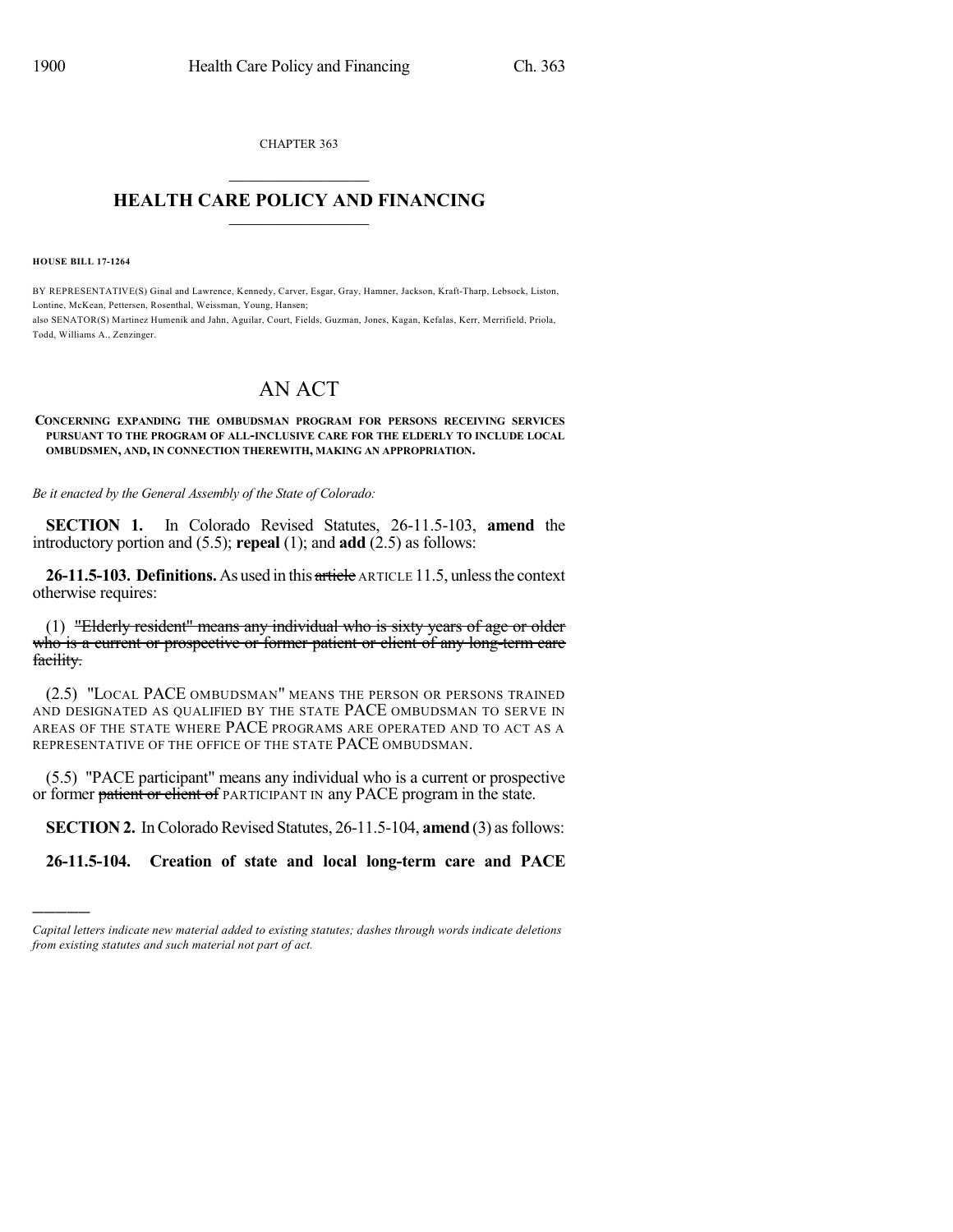CHAPTER 363

# HEALTH CARE POLICY AND FINANCING

**HOUSE BILL 17-1264**

BY REPRESENTATIVE(S) Ginal and Lawrence, Kennedy, Carver, Esgar, Gray, Hamner, Jackson, Kraft-Tharp, Lebsock, Liston, Lontine, McKean, Pettersen, Rosenthal, Weissman, Young, Hansen;
also SENATOR(S) Martinez Humenik and Jahn, Aguilar, Court, Fields, Guzman, Jones, Kagan, Kefalas, Kerr, Merrifield, Priola, Todd, Williams A., Zenzinger.

# AN ACT

**CONCERNING EXPANDING THE OMBUDSMAN PROGRAM FOR PERSONS RECEIVING SERVICES PURSUANT TO THE PROGRAM OF ALL-INCLUSIVE CARE FOR THE ELDERLY TO INCLUDE LOCAL OMBUDSMEN, AND, IN CONNECTION THEREWITH, MAKING AN APPROPRIATION.**

*Be it enacted by the General Assembly of the State of Colorado:*

**SECTION 1.** In Colorado Revised Statutes, 26-11.5-103, **amend** the introductory portion and (5.5); **repeal** (1); and **add** (2.5) as follows:

**26-11.5-103. Definitions.** As used in this ~~article~~ ARTICLE 11.5, unless the context otherwise requires:

(1) ~~"Elderly resident" means any individual who is sixty years of age or older who is a current or prospective or former patient or client of any long-term care facility.~~

(2.5) "LOCAL PACE OMBUDSMAN" MEANS THE PERSON OR PERSONS TRAINED AND DESIGNATED AS QUALIFIED BY THE STATE PACE OMBUDSMAN TO SERVE IN AREAS OF THE STATE WHERE PACE PROGRAMS ARE OPERATED AND TO ACT AS A REPRESENTATIVE OF THE OFFICE OF THE STATE PACE OMBUDSMAN.

(5.5) "PACE participant" means any individual who is a current or prospective or former ~~patient or client of~~ PARTICIPANT IN any PACE program in the state.

**SECTION 2.** In Colorado Revised Statutes, 26-11.5-104, **amend** (3) as follows:

**26-11.5-104. Creation of state and local long-term care and PACE**

*Capital letters indicate new material added to existing statutes; dashes through words indicate deletions from existing statutes and such material not part of act.*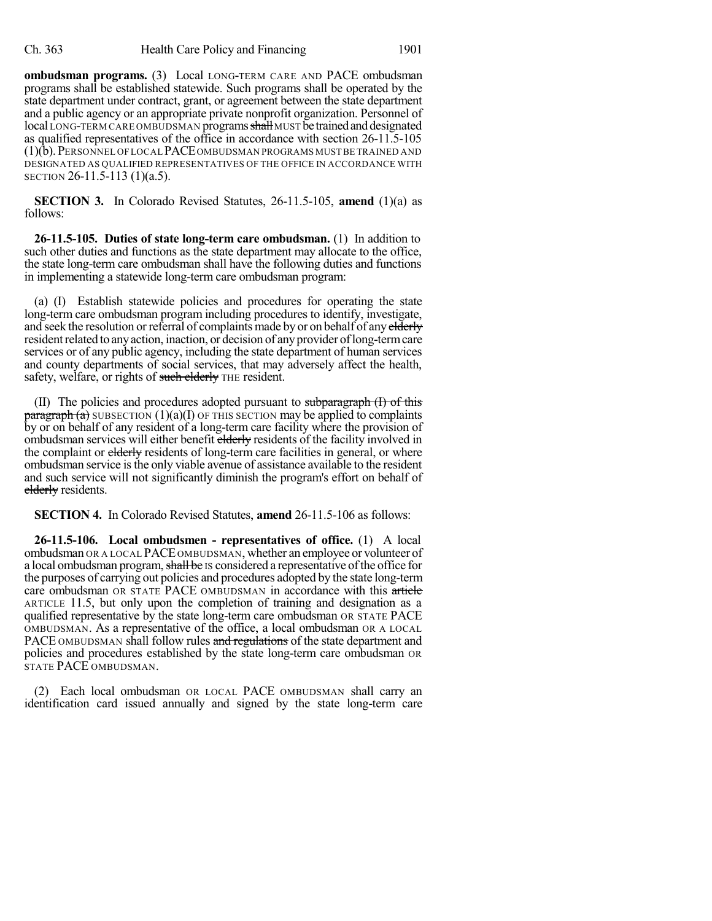**ombudsman programs.** (3) Local LONG-TERM CARE AND PACE ombudsman programs shall be established statewide. Such programs shall be operated by the state department under contract, grant, or agreement between the state department and a public agency or an appropriate private nonprofit organization. Personnel of local LONG-TERM CARE OMBUDSMAN programs ~~shall~~ MUST be trained and designated as qualified representatives of the office in accordance with section 26-11.5-105 (1)(b). PERSONNEL OF LOCAL PACE OMBUDSMAN PROGRAMS MUST BE TRAINED AND DESIGNATED AS QUALIFIED REPRESENTATIVES OF THE OFFICE IN ACCORDANCE WITH SECTION 26-11.5-113 (1)(a.5).

**SECTION 3.** In Colorado Revised Statutes, 26-11.5-105, **amend** (1)(a) as follows:

**26-11.5-105. Duties of state long-term care ombudsman.** (1) In addition to such other duties and functions as the state department may allocate to the office, the state long-term care ombudsman shall have the following duties and functions in implementing a statewide long-term care ombudsman program:

(a) (I) Establish statewide policies and procedures for operating the state long-term care ombudsman program including procedures to identify, investigate, and seek the resolution or referral of complaints made by or on behalf of any ~~elderly~~ resident related to any action, inaction, or decision of any provider of long-term care services or of any public agency, including the state department of human services and county departments of social services, that may adversely affect the health, safety, welfare, or rights of ~~such elderly~~ THE resident.

(II) The policies and procedures adopted pursuant to ~~subparagraph (I) of this paragraph (a)~~ SUBSECTION (1)(a)(I) OF THIS SECTION may be applied to complaints by or on behalf of any resident of a long-term care facility where the provision of ombudsman services will either benefit ~~elderly~~ residents of the facility involved in the complaint or ~~elderly~~ residents of long-term care facilities in general, or where ombudsman service is the only viable avenue of assistance available to the resident and such service will not significantly diminish the program's effort on behalf of ~~elderly~~ residents.

**SECTION 4.** In Colorado Revised Statutes, **amend** 26-11.5-106 as follows:

**26-11.5-106. Local ombudsmen - representatives of office.** (1) A local ombudsman OR A LOCAL PACE OMBUDSMAN, whether an employee or volunteer of a local ombudsman program, ~~shall be~~ IS considered a representative of the office for the purposes of carrying out policies and procedures adopted by the state long-term care ombudsman OR STATE PACE OMBUDSMAN in accordance with this ~~article~~ ARTICLE 11.5, but only upon the completion of training and designation as a qualified representative by the state long-term care ombudsman OR STATE PACE OMBUDSMAN. As a representative of the office, a local ombudsman OR A LOCAL PACE OMBUDSMAN shall follow rules ~~and regulations~~ of the state department and policies and procedures established by the state long-term care ombudsman OR STATE PACE OMBUDSMAN.

(2) Each local ombudsman OR LOCAL PACE OMBUDSMAN shall carry an identification card issued annually and signed by the state long-term care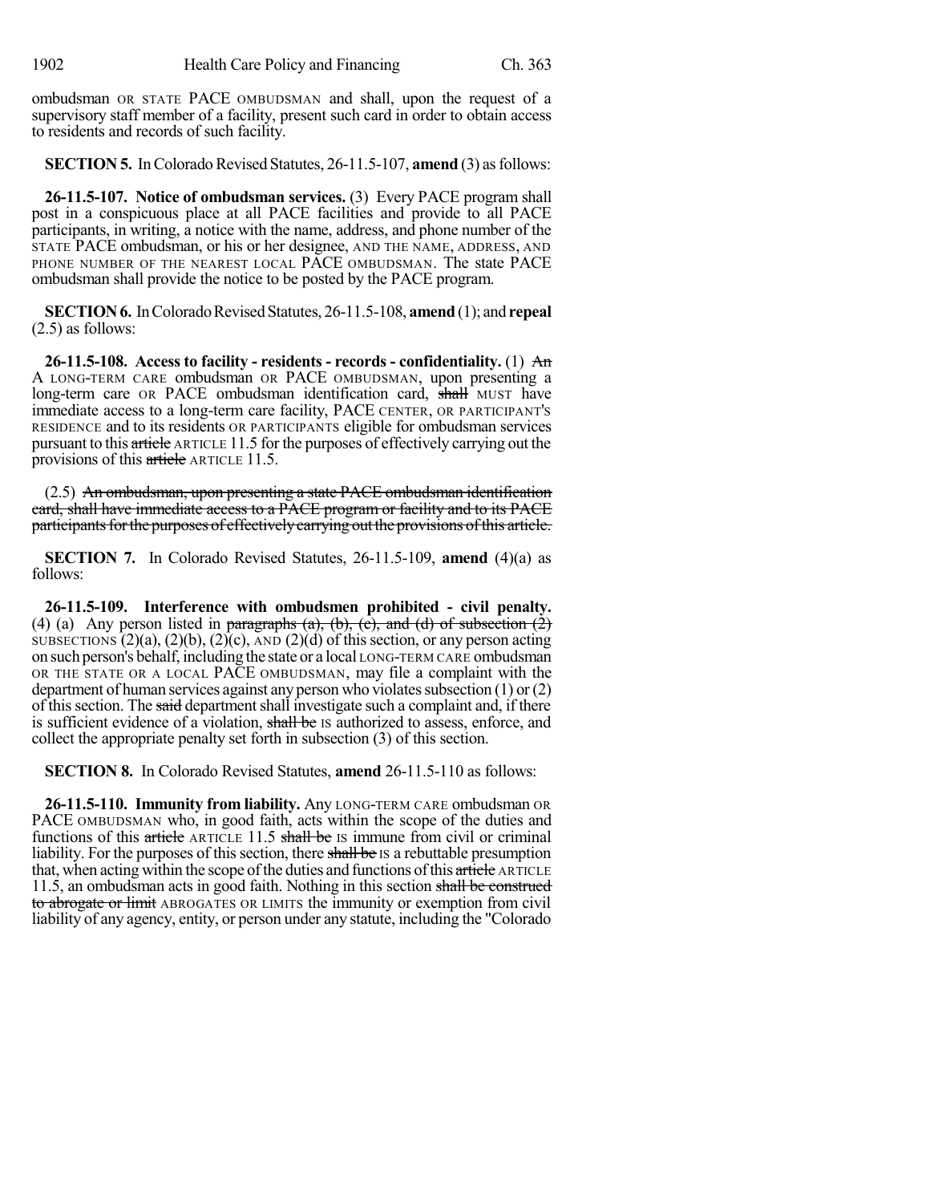ombudsman OR STATE PACE OMBUDSMAN and shall, upon the request of a supervisory staff member of a facility, present such card in order to obtain access to residents and records of such facility.

**SECTION 5.** In Colorado Revised Statutes, 26-11.5-107, **amend** (3) as follows:

**26-11.5-107. Notice of ombudsman services.** (3) Every PACE program shall post in a conspicuous place at all PACE facilities and provide to all PACE participants, in writing, a notice with the name, address, and phone number of the STATE PACE ombudsman, or his or her designee, AND THE NAME, ADDRESS, AND PHONE NUMBER OF THE NEAREST LOCAL PACE OMBUDSMAN. The state PACE ombudsman shall provide the notice to be posted by the PACE program.

**SECTION 6.** In Colorado Revised Statutes, 26-11.5-108, **amend** (1); and **repeal** (2.5) as follows:

**26-11.5-108. Access to facility - residents - records - confidentiality.** (1) ~~An~~ A LONG-TERM CARE ombudsman OR PACE OMBUDSMAN, upon presenting a long-term care OR PACE ombudsman identification card, ~~shall~~ MUST have immediate access to a long-term care facility, PACE CENTER, OR PARTICIPANT'S RESIDENCE and to its residents OR PARTICIPANTS eligible for ombudsman services pursuant to this ~~article~~ ARTICLE 11.5 for the purposes of effectively carrying out the provisions of this ~~article~~ ARTICLE 11.5.

(2.5) ~~An ombudsman, upon presenting a state PACE ombudsman identification card, shall have immediate access to a PACE program or facility and to its PACE participants for the purposes of effectively carrying out the provisions of this article.~~

**SECTION 7.** In Colorado Revised Statutes, 26-11.5-109, **amend** (4)(a) as follows:

**26-11.5-109. Interference with ombudsmen prohibited - civil penalty.** (4) (a) Any person listed in ~~paragraphs (a), (b), (c), and (d) of subsection (2)~~ SUBSECTIONS (2)(a), (2)(b), (2)(c), AND (2)(d) of this section, or any person acting on such person's behalf, including the state or a local LONG-TERM CARE ombudsman OR THE STATE OR A LOCAL PACE OMBUDSMAN, may file a complaint with the department of human services against any person who violates subsection (1) or (2) of this section. The ~~said~~ department shall investigate such a complaint and, if there is sufficient evidence of a violation, ~~shall be~~ IS authorized to assess, enforce, and collect the appropriate penalty set forth in subsection (3) of this section.

**SECTION 8.** In Colorado Revised Statutes, **amend** 26-11.5-110 as follows:

**26-11.5-110. Immunity from liability.** Any LONG-TERM CARE ombudsman OR PACE OMBUDSMAN who, in good faith, acts within the scope of the duties and functions of this ~~article~~ ARTICLE 11.5 ~~shall be~~ IS immune from civil or criminal liability. For the purposes of this section, there ~~shall be~~ IS a rebuttable presumption that, when acting within the scope of the duties and functions of this ~~article~~ ARTICLE 11.5, an ombudsman acts in good faith. Nothing in this section ~~shall be construed to abrogate or limit~~ ABROGATES OR LIMITS the immunity or exemption from civil liability of any agency, entity, or person under any statute, including the "Colorado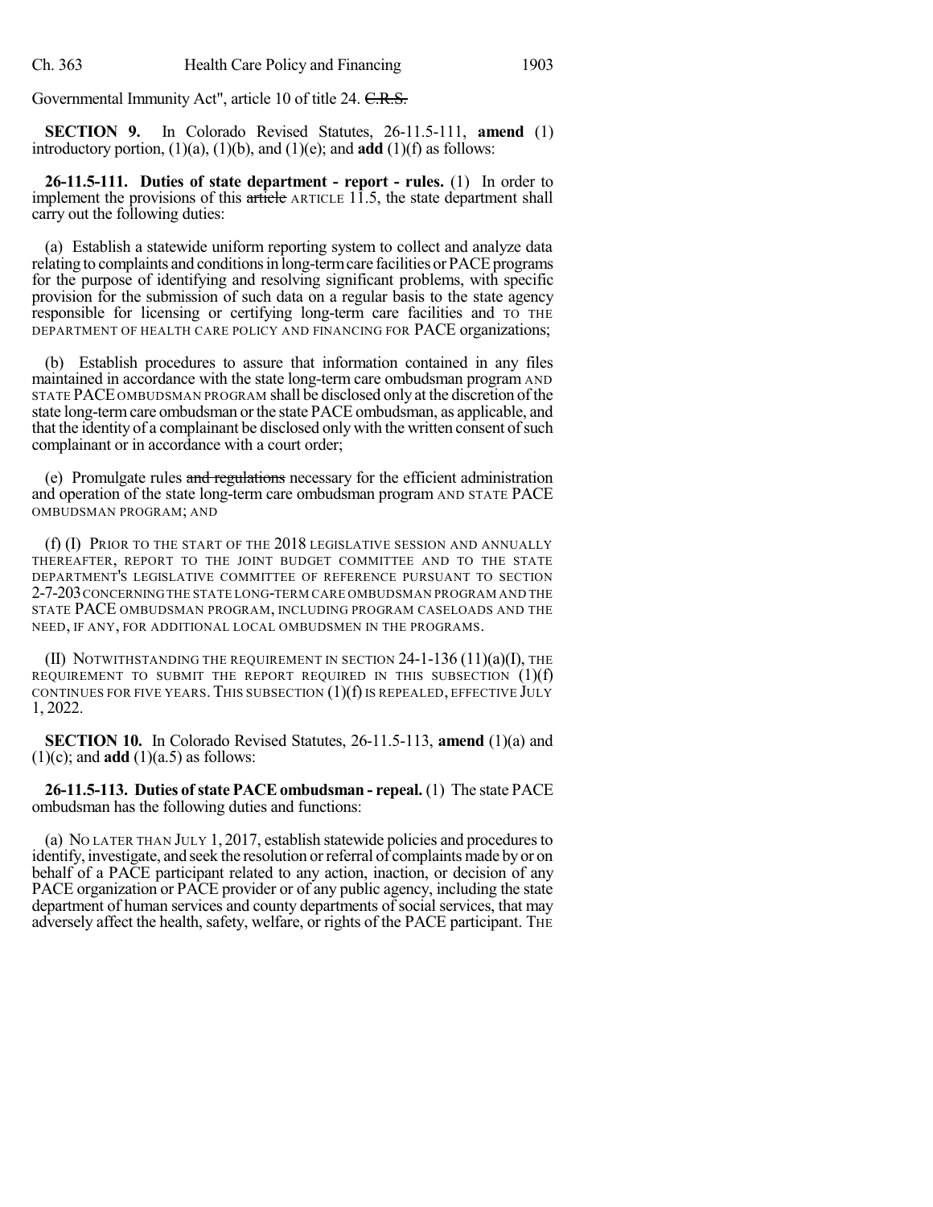Governmental Immunity Act", article 10 of title 24. C.R.S.

**SECTION 9.** In Colorado Revised Statutes, 26-11.5-111, **amend** (1) introductory portion, (1)(a), (1)(b), and (1)(e); and **add** (1)(f) as follows:

**26-11.5-111. Duties of state department - report - rules.** (1) In order to implement the provisions of this article ARTICLE 11.5, the state department shall carry out the following duties:

(a) Establish a statewide uniform reporting system to collect and analyze data relating to complaints and conditions in long-term care facilities or PACE programs for the purpose of identifying and resolving significant problems, with specific provision for the submission of such data on a regular basis to the state agency responsible for licensing or certifying long-term care facilities and TO THE DEPARTMENT OF HEALTH CARE POLICY AND FINANCING FOR PACE organizations;

(b) Establish procedures to assure that information contained in any files maintained in accordance with the state long-term care ombudsman program AND STATE PACE OMBUDSMAN PROGRAM shall be disclosed only at the discretion of the state long-term care ombudsman or the state PACE ombudsman, as applicable, and that the identity of a complainant be disclosed only with the written consent of such complainant or in accordance with a court order;

(e) Promulgate rules and regulations necessary for the efficient administration and operation of the state long-term care ombudsman program AND STATE PACE OMBUDSMAN PROGRAM; AND

(f) (I) PRIOR TO THE START OF THE 2018 LEGISLATIVE SESSION AND ANNUALLY THEREAFTER, REPORT TO THE JOINT BUDGET COMMITTEE AND TO THE STATE DEPARTMENT'S LEGISLATIVE COMMITTEE OF REFERENCE PURSUANT TO SECTION 2-7-203 CONCERNING THE STATE LONG-TERM CARE OMBUDSMAN PROGRAM AND THE STATE PACE OMBUDSMAN PROGRAM, INCLUDING PROGRAM CASELOADS AND THE NEED, IF ANY, FOR ADDITIONAL LOCAL OMBUDSMEN IN THE PROGRAMS.

(II) NOTWITHSTANDING THE REQUIREMENT IN SECTION 24-1-136 (11)(a)(I), THE REQUIREMENT TO SUBMIT THE REPORT REQUIRED IN THIS SUBSECTION (1)(f) CONTINUES FOR FIVE YEARS. THIS SUBSECTION (1)(f) IS REPEALED, EFFECTIVE JULY 1, 2022.

**SECTION 10.** In Colorado Revised Statutes, 26-11.5-113, **amend** (1)(a) and (1)(c); and **add** (1)(a.5) as follows:

**26-11.5-113. Duties of state PACE ombudsman - repeal.** (1) The state PACE ombudsman has the following duties and functions:

(a) NO LATER THAN JULY 1, 2017, establish statewide policies and procedures to identify, investigate, and seek the resolution or referral of complaints made by or on behalf of a PACE participant related to any action, inaction, or decision of any PACE organization or PACE provider or of any public agency, including the state department of human services and county departments of social services, that may adversely affect the health, safety, welfare, or rights of the PACE participant. THE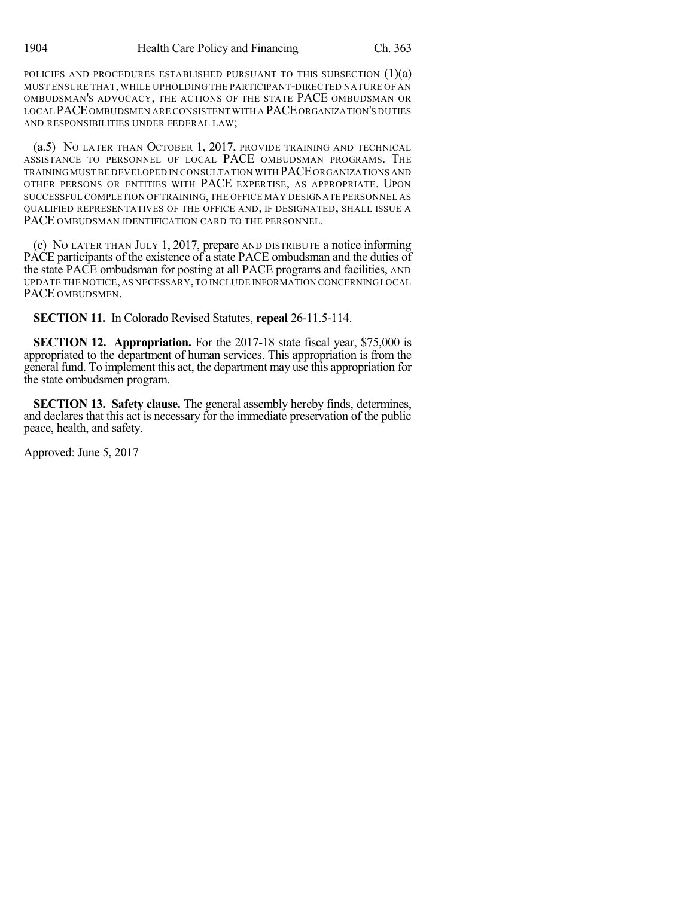POLICIES AND PROCEDURES ESTABLISHED PURSUANT TO THIS SUBSECTION (1)(a) MUST ENSURE THAT, WHILE UPHOLDING THE PARTICIPANT-DIRECTED NATURE OF AN OMBUDSMAN'S ADVOCACY, THE ACTIONS OF THE STATE PACE OMBUDSMAN OR LOCAL PACE OMBUDSMEN ARE CONSISTENT WITH A PACE ORGANIZATION'S DUTIES AND RESPONSIBILITIES UNDER FEDERAL LAW;

(a.5) NO LATER THAN OCTOBER 1, 2017, PROVIDE TRAINING AND TECHNICAL ASSISTANCE TO PERSONNEL OF LOCAL PACE OMBUDSMAN PROGRAMS. THE TRAINING MUST BE DEVELOPED IN CONSULTATION WITH PACE ORGANIZATIONS AND OTHER PERSONS OR ENTITIES WITH PACE EXPERTISE, AS APPROPRIATE. UPON SUCCESSFUL COMPLETION OF TRAINING, THE OFFICE MAY DESIGNATE PERSONNEL AS QUALIFIED REPRESENTATIVES OF THE OFFICE AND, IF DESIGNATED, SHALL ISSUE A PACE OMBUDSMAN IDENTIFICATION CARD TO THE PERSONNEL.

(c) NO LATER THAN JULY 1, 2017, prepare AND DISTRIBUTE a notice informing PACE participants of the existence of a state PACE ombudsman and the duties of the state PACE ombudsman for posting at all PACE programs and facilities, AND UPDATE THE NOTICE, AS NECESSARY, TO INCLUDE INFORMATION CONCERNING LOCAL PACE OMBUDSMEN.

**SECTION 11.** In Colorado Revised Statutes, **repeal** 26-11.5-114.

**SECTION 12. Appropriation.** For the 2017-18 state fiscal year, $75,000 is appropriated to the department of human services. This appropriation is from the general fund. To implement this act, the department may use this appropriation for the state ombudsmen program.

**SECTION 13. Safety clause.** The general assembly hereby finds, determines, and declares that this act is necessary for the immediate preservation of the public peace, health, and safety.

Approved: June 5, 2017